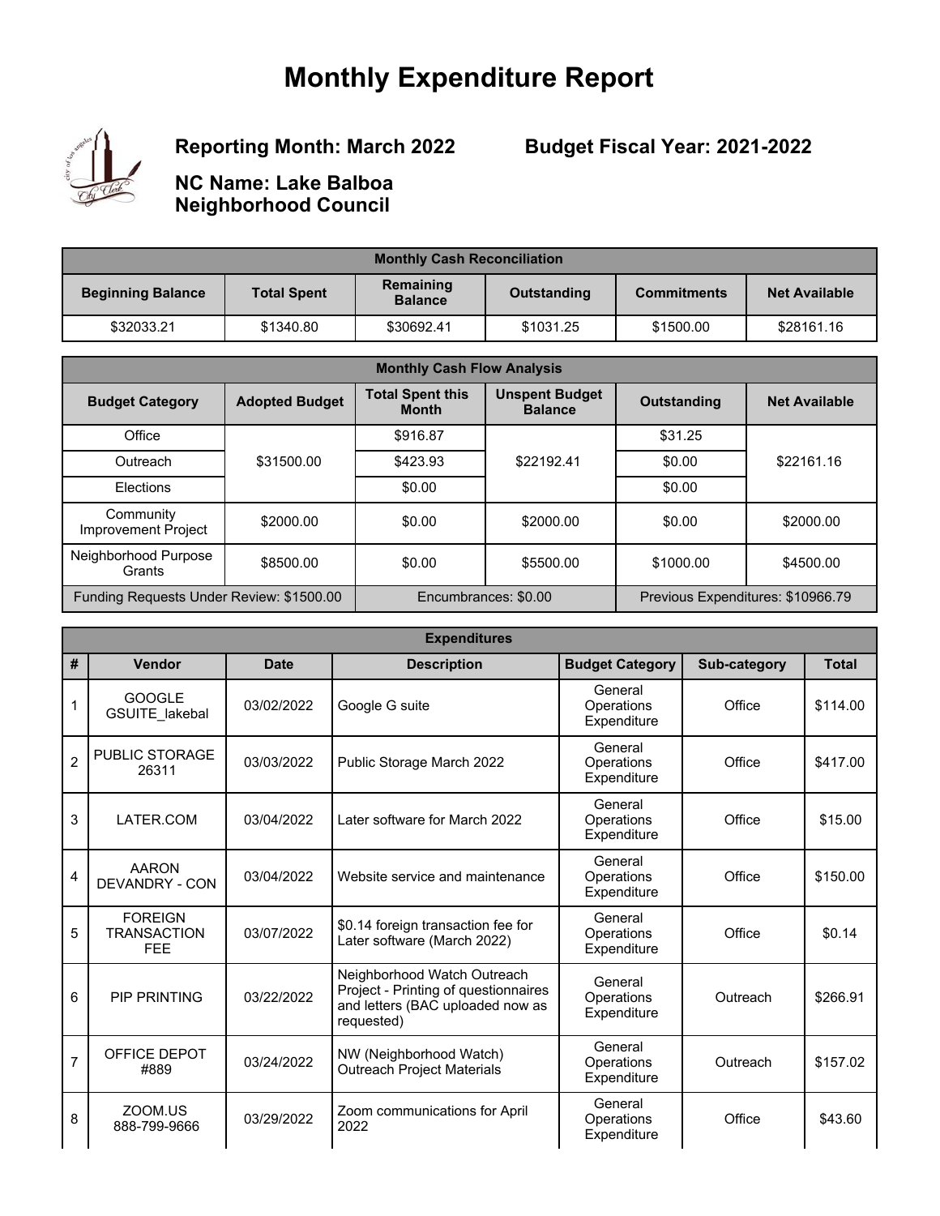# Monthly Expenditure Report

**Reporting Month: March 2022**

**Budget Fiscal Year: 2021-2022**

**NC Name: Lake Balboa Neighborhood Council**

| Monthly Cash Reconciliation | | | | | |
|---|---|---|---|---|---|
| **Beginning Balance** | **Total Spent** | **Remaining Balance** | **Outstanding** | **Commitments** | **Net Available** |
| $32033.21 | $1340.80 | $30692.41 | $1031.25 | $1500.00 | $28161.16 |

| Monthly Cash Flow Analysis | | | | | |
|---|---|---|---|---|---|
| **Budget Category** | **Adopted Budget** | **Total Spent this Month** | **Unspent Budget Balance** | **Outstanding** | **Net Available** |
| Office | $31500.00 | $916.87 | $22192.41 | $31.25 | $22161.16 |
| Outreach | | $423.93 | | $0.00 | |
| Elections | | $0.00 | | $0.00 | |
| Community Improvement Project | $2000.00 | $0.00 | $2000.00 | $0.00 | $2000.00 |
| Neighborhood Purpose Grants | $8500.00 | $0.00 | $5500.00 | $1000.00 | $4500.00 |
| Funding Requests Under Review: $1500.00 | | Encumbrances: $0.00 | | Previous Expenditures: $10966.79 | |

| Expenditures | | | | | | |
|---|---|---|---|---|---|---|
| **#** | **Vendor** | **Date** | **Description** | **Budget Category** | **Sub-category** | **Total** |
| 1 | GOOGLE GSUITE_lakebal | 03/02/2022 | Google G suite | General Operations Expenditure | Office | $114.00 |
| 2 | PUBLIC STORAGE 26311 | 03/03/2022 | Public Storage March 2022 | General Operations Expenditure | Office | $417.00 |
| 3 | LATER.COM | 03/04/2022 | Later software for March 2022 | General Operations Expenditure | Office | $15.00 |
| 4 | AARON DEVANDRY - CON | 03/04/2022 | Website service and maintenance | General Operations Expenditure | Office | $150.00 |
| 5 | FOREIGN TRANSACTION FEE | 03/07/2022 | $0.14 foreign transaction fee for Later software (March 2022) | General Operations Expenditure | Office | $0.14 |
| 6 | PIP PRINTING | 03/22/2022 | Neighborhood Watch Outreach Project - Printing of questionnaires and letters (BAC uploaded now as requested) | General Operations Expenditure | Outreach | $266.91 |
| 7 | OFFICE DEPOT #889 | 03/24/2022 | NW (Neighborhood Watch) Outreach Project Materials | General Operations Expenditure | Outreach | $157.02 |
| 8 | ZOOM.US 888-799-9666 | 03/29/2022 | Zoom communications for April 2022 | General Operations Expenditure | Office | $43.60 |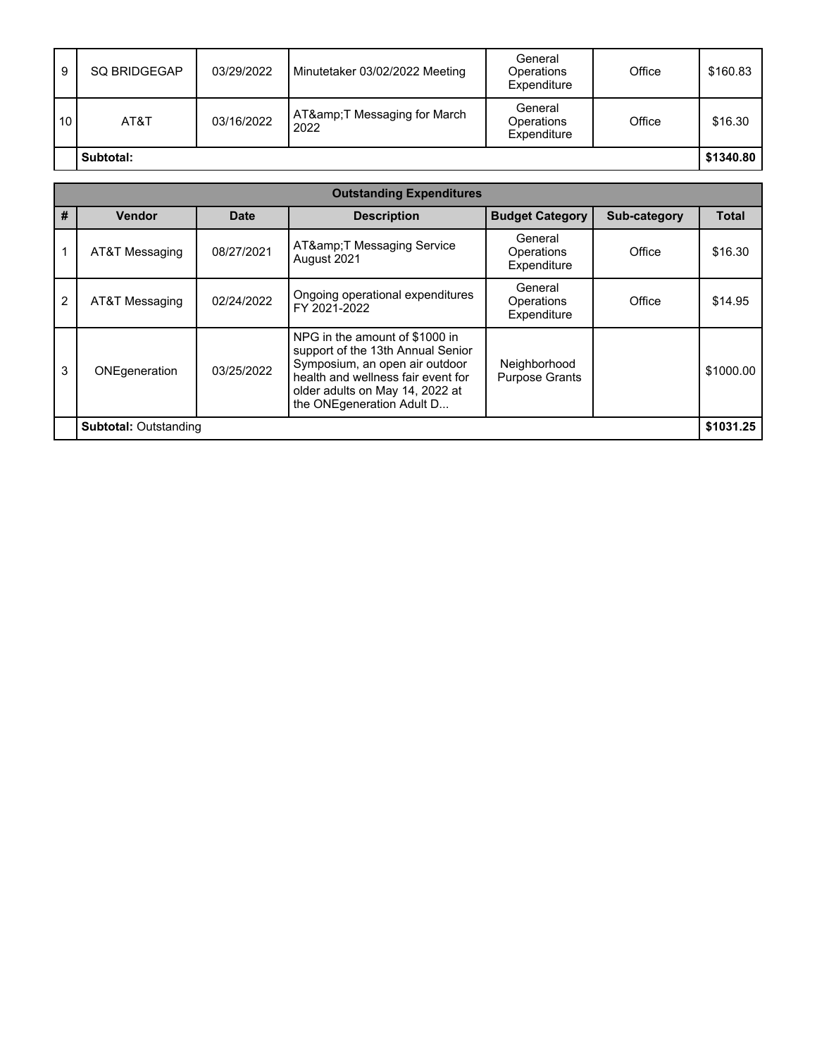| # | Vendor | Date | Description | Budget Category | Sub-category | Total |
|---|---|---|---|---|---|---|
| 9 | SQ BRIDGEGAP | 03/29/2022 | Minutetaker 03/02/2022 Meeting | General Operations Expenditure | Office | $160.83 |
| 10 | AT&T | 03/16/2022 | AT&amp;T Messaging for March 2022 | General Operations Expenditure | Office | $16.30 |
| | **Subtotal:** | | | | | **$1340.80** |

| **Outstanding Expenditures** | | | | | | |
|---|---|---|---|---|---|---|
| **#** | **Vendor** | **Date** | **Description** | **Budget Category** | **Sub-category** | **Total** |
| 1 | AT&T Messaging | 08/27/2021 | AT&amp;T Messaging Service August 2021 | General Operations Expenditure | Office | $16.30 |
| 2 | AT&T Messaging | 02/24/2022 | Ongoing operational expenditures FY 2021-2022 | General Operations Expenditure | Office | $14.95 |
| 3 | ONEgeneration | 03/25/2022 | NPG in the amount of $1000 in support of the 13th Annual Senior Symposium, an open air outdoor health and wellness fair event for older adults on May 14, 2022 at the ONEgeneration Adult D... | Neighborhood Purpose Grants | | $1000.00 |
| | **Subtotal:** Outstanding | | | | | **$1031.25** |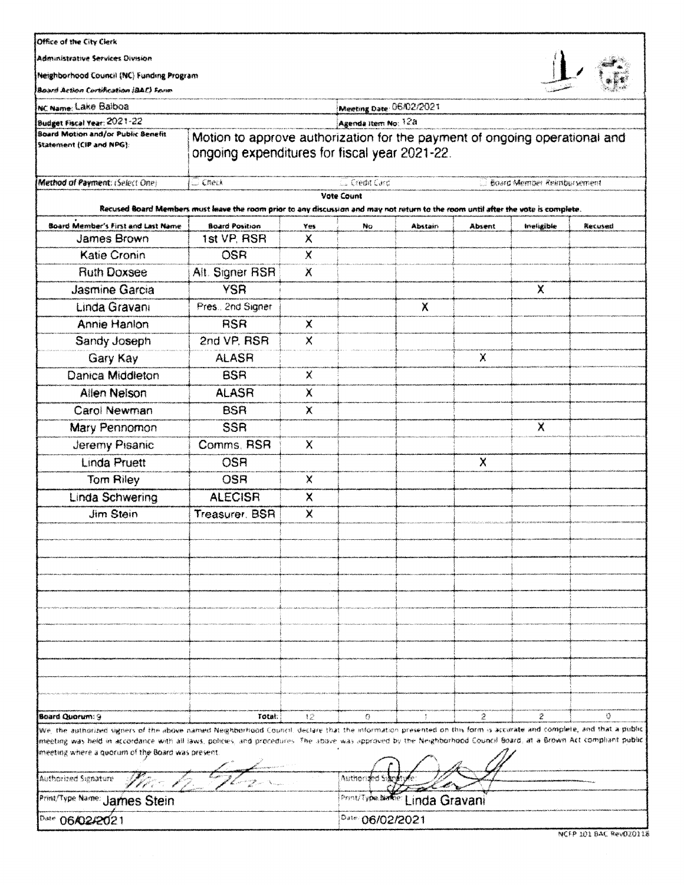Office of the City Clerk

Administrative Services Division

Neighborhood Council (NC) Funding Program

*Board Action Certification (BAC) Form*

| | | | |
|---|---|---|---|
| NC Name: Lake Balboa | | Meeting Date: 06/02/2021 | |
| Budget Fiscal Year: 2021-22 | | Agenda Item No: 12a | |
| Board Motion and/or Public Benefit Statement (CIP and NPG): | Motion to approve authorization for the payment of ongoing operational and ongoing expenditures for fiscal year 2021-22. | | |
| *Method of Payment: (Select One)* | ☐ Check | ☐ Credit Card | ☐ Board Member Reimbursement |

**Vote Count**

**Recused Board Members must leave the room prior to any discussion and may not return to the room until after the vote is complete.**

| Board Member's First and Last Name | Board Position | Yes | No | Abstain | Absent | Ineligible | Recused |
|---|---|---|---|---|---|---|---|
| James Brown | 1st VP, RSR | X | | | | | |
| Katie Cronin | OSR | X | | | | | |
| Ruth Doxsee | Alt. Signer RSR | X | | | | | |
| Jasmine Garcia | YSR | | | | | X | |
| Linda Gravani | Pres., 2nd Signer | | | X | | | |
| Annie Hanlon | RSR | X | | | | | |
| Sandy Joseph | 2nd VP, RSR | X | | | | | |
| Gary Kay | ALASR | | | | X | | |
| Danica Middleton | BSR | X | | | | | |
| Allen Nelson | ALASR | X | | | | | |
| Carol Newman | BSR | X | | | | | |
| Mary Pennomon | SSR | | | | | X | |
| Jeremy Pisanic | Comms. RSR | X | | | | | |
| Linda Pruett | OSR | | | | X | | |
| Tom Riley | OSR | X | | | | | |
| Linda Schwering | ALECISR | X | | | | | |
| Jim Stein | Treasurer, BSR | X | | | | | |
| **Board Quorum:** 9 | **Total:** | 12 | 0 | 1 | 2 | 2 | 0 |

We, the authorized signers of the above named Neighborhood Council, declare that the information presented on this form is accurate and complete, and that a public meeting was held in accordance with all laws, policies, and procedures. The above was approved by the Neighborhood Council Board, at a Brown Act compliant public meeting where a quorum of the Board was present.

| | |
|---|---|
| Authorized Signature: [signature] | Authorized Signature: [signature] |
| Print/Type Name: James Stein | Print/Type Name: Linda Gravani |
| Date: 06/02/2021 | Date: 06/02/2021 |

NCFP 101 BAC Rev020118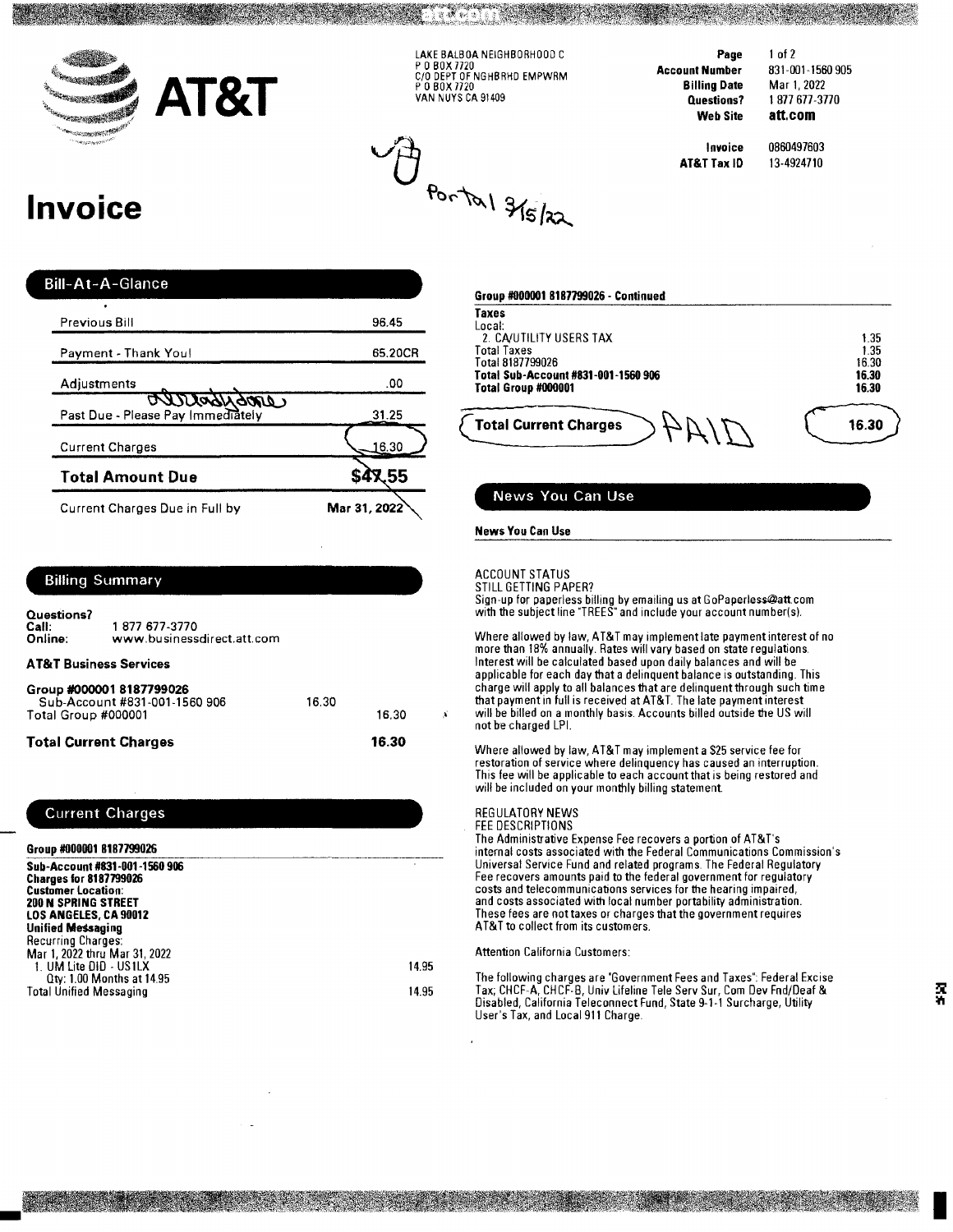# AT&T

LAKE BALBOA NEIGHBORHOOD C
P O BOX 7720
C/O DEPT OF NGHBRHD EMPWRM
P O BOX 7720
VAN NUYS CA 91409

| | |
|---|---|
| **Page** | 1 of 2 |
| **Account Number** | 831-001-1560 905 |
| **Billing Date** | Mar 1, 2022 |
| **Questions?** | 1 877 677-3770 |
| **Web Site** | **att.com** |
| **Invoice** | 0860497603 |
| **AT&T Tax ID** | 13-4924710 |

Portal 3/5/22

# Invoice

## Bill-At-A-Glance

| | |
|---|---|
| Previous Bill | 96.45 |
| Payment - Thank You! | 65.20CR |
| Adjustments | .00 |
| Past Due - Please Pay Immediately | 31.25 |
| Current Charges | 16.30 |
| **Total Amount Due** | **$47.55** |
| Current Charges Due in Full by | Mar 31, 2022 |

## Billing Summary

**Questions?**
**Call:** 1 877 677-3770
**Online:** www.businessdirect.att.com

**AT&T Business Services**

| | | |
|---|---|---|
| **Group #000001 8187799026** | | |
| Sub-Account #831-001-1560 906 | 16.30 | |
| Total Group #000001 | | 16.30 |
| **Total Current Charges** | | **16.30** |

## Current Charges

**Group #000001 8187799026**

**Sub-Account #831-001-1560 906**
**Charges for 8187799026**
**Customer Location:**
**200 N SPRING STREET**
**LOS ANGELES, CA 90012**
**Unified Messaging**
Recurring Charges:
Mar 1, 2022 thru Mar 31, 2022

| | |
|---|---|
| 1. UM Lite DID - US1LX | 14.95 |
| Qty: 1.00 Months at 14.95 | |
| Total Unified Messaging | 14.95 |

**Group #000001 8187799026 - Continued**

**Taxes**
Local:

| | |
|---|---|
| 2. CA/UTILITY USERS TAX | 1.35 |
| Total Taxes | 1.35 |
| Total 8187799026 | 16.30 |
| **Total Sub-Account #831-001-1560 906** | **16.30** |
| **Total Group #000001** | **16.30** |
| **Total Current Charges** PAID | **16.30** |

## News You Can Use

**News You Can Use**

ACCOUNT STATUS
STILL GETTING PAPER?
Sign-up for paperless billing by emailing us at GoPaperless@att.com with the subject line "TREES" and include your account number(s).

Where allowed by law, AT&T may implement late payment interest of no more than 18% annually. Rates will vary based on state regulations. Interest will be calculated based upon daily balances and will be applicable for each day that a delinquent balance is outstanding. This charge will apply to all balances that are delinquent through such time that payment in full is received at AT&T. The late payment interest will be billed on a monthly basis. Accounts billed outside the US will not be charged LPI.

Where allowed by law, AT&T may implement a $25 service fee for restoration of service where delinquency has caused an interruption. This fee will be applicable to each account that is being restored and will be included on your monthly billing statement.

REGULATORY NEWS
FEE DESCRIPTIONS
The Administrative Expense Fee recovers a portion of AT&T's internal costs associated with the Federal Communications Commission's Universal Service Fund and related programs. The Federal Regulatory Fee recovers amounts paid to the federal government for regulatory costs and telecommunications services for the hearing impaired, and costs associated with local number portability administration. These fees are not taxes or charges that the government requires AT&T to collect from its customers.

Attention California Customers:

The following charges are "Government Fees and Taxes": Federal Excise Tax; CHCF-A, CHCF-B, Univ Lifeline Tele Serv Sur, Com Dev Fnd/Deaf & Disabled, California Teleconnect Fund, State 9-1-1 Surcharge, Utility User's Tax, and Local 911 Charge.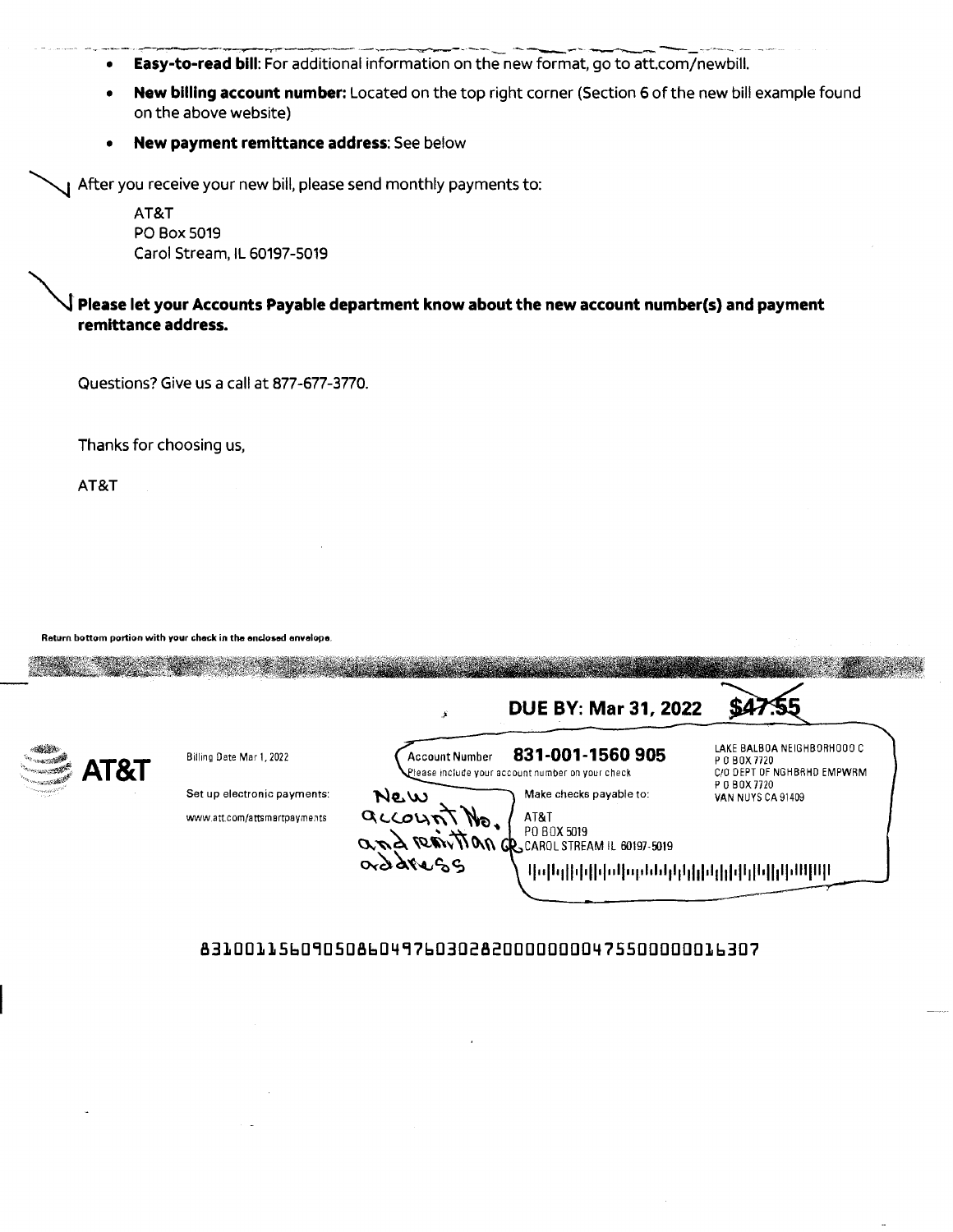- **Easy-to-read bill**: For additional information on the new format, go to att.com/newbill.
- **New billing account number:** Located on the top right corner (Section 6 of the new bill example found on the above website)
- **New payment remittance address**: See below

After you receive your new bill, please send monthly payments to:

AT&T
PO Box 5019
Carol Stream, IL 60197-5019

**Please let your Accounts Payable department know about the new account number(s) and payment remittance address.**

Questions? Give us a call at 877-677-3770.

Thanks for choosing us,

AT&T

**Return bottom portion with your check in the enclosed envelope.**

**DUE BY: Mar 31, 2022** ~~$47.55~~

**AT&T**

Billing Date Mar 1, 2022

Set up electronic payments:

www.att.com/attsmartpayments

Account Number **831-001-1560 905**

Please include your account number on your check

Make checks payable to:

AT&T
PO BOX 5019
CAROL STREAM IL 60197-5019

LAKE BALBOA NEIGHBORHOOD C
P O BOX 7720
C/O DEPT OF NGHBRHD EMPWRM
P O BOX 7720
VAN NUYS CA 91409

New account No. and remittance address

83100115609050860497603028200000000475500000016307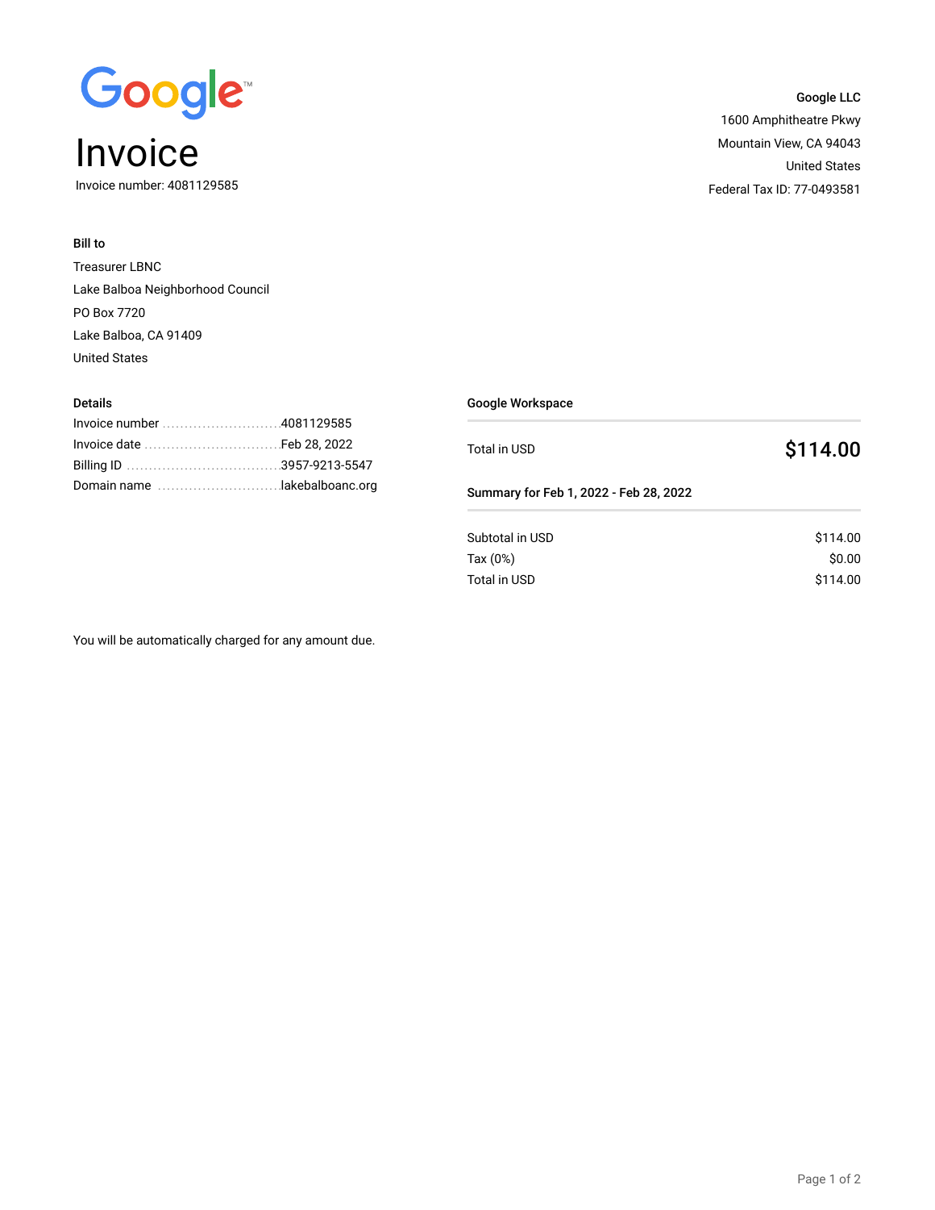Google

# Invoice

Invoice number: 4081129585

**Google LLC**
1600 Amphitheatre Pkwy
Mountain View, CA 94043
United States
Federal Tax ID: 77-0493581

**Bill to**

Treasurer LBNC
Lake Balboa Neighborhood Council
PO Box 7720
Lake Balboa, CA 91409
United States

**Details**

| | |
|---|---|
| Invoice number | 4081129585 |
| Invoice date | Feb 28, 2022 |
| Billing ID | 3957-9213-5547 |
| Domain name | lakebalboanc.org |

**Google Workspace**

Total in USD **$114.00**

**Summary for Feb 1, 2022 - Feb 28, 2022**

| | |
|---|---|
| Subtotal in USD | $114.00 |
| Tax (0%) | $0.00 |
| Total in USD | $114.00 |

You will be automatically charged for any amount due.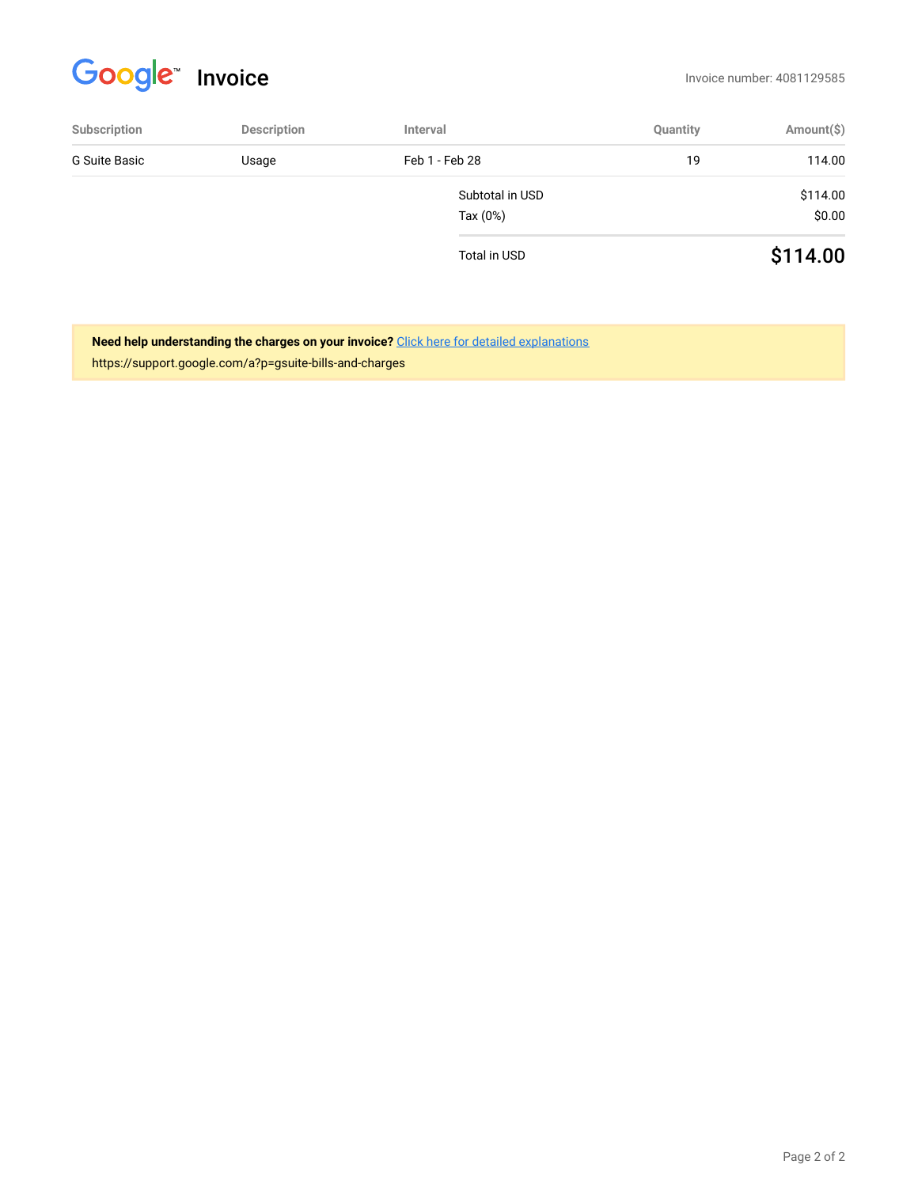# Google™ Invoice

Invoice number: 4081129585

| Subscription | Description | Interval | Quantity | Amount($) |
| --- | --- | --- | --- | --- |
| G Suite Basic | Usage | Feb 1 - Feb 28 | 19 | 114.00 |

| | |
| --- | --- |
| Subtotal in USD | $114.00 |
| Tax (0%) | $0.00 |
| Total in USD | **$114.00** |

**Need help understanding the charges on your invoice?** [Click here for detailed explanations](https://support.google.com/a?p=gsuite-bills-and-charges)
https://support.google.com/a?p=gsuite-bills-and-charges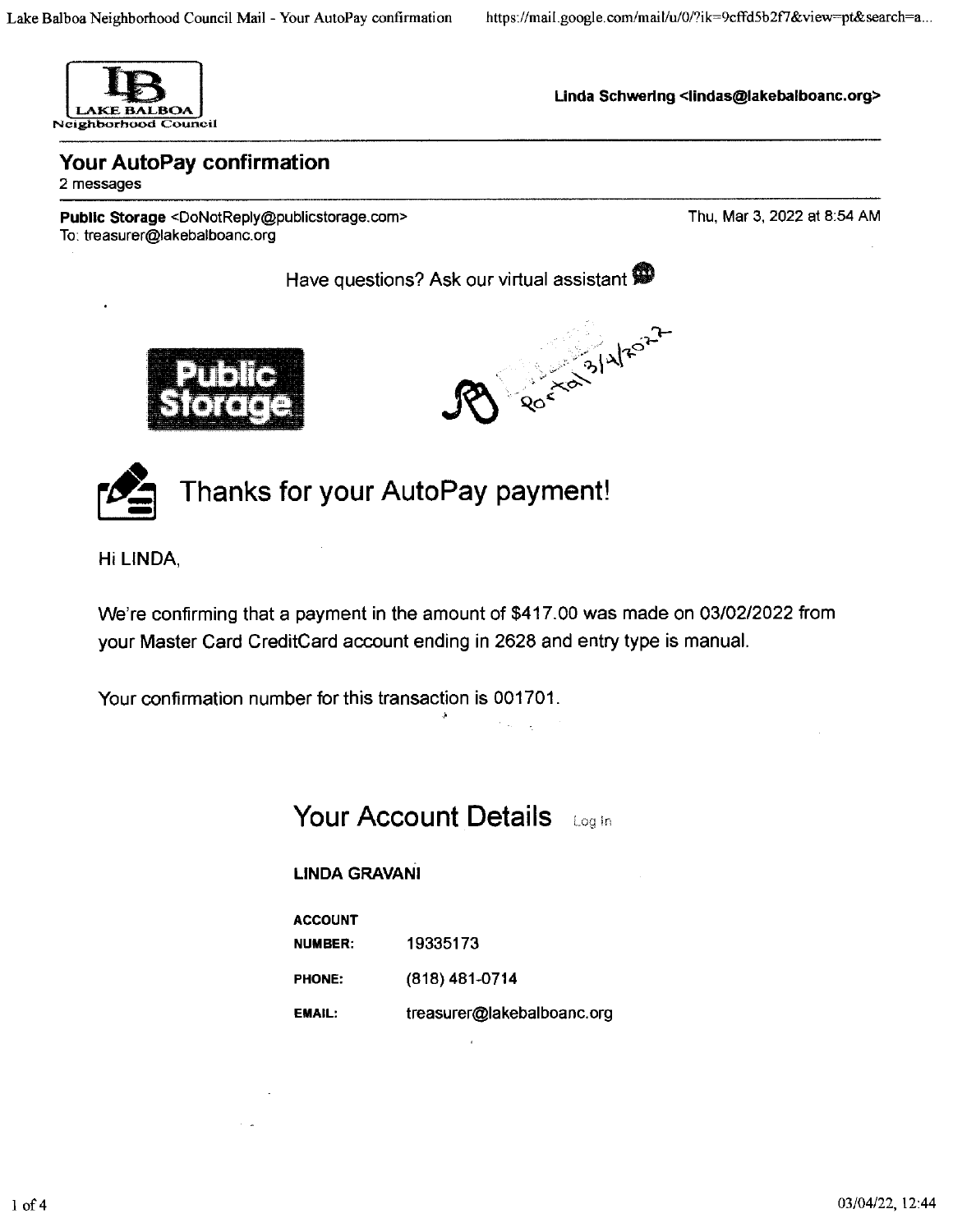Linda Schwering <lindas@lakebalboanc.org>

# Your AutoPay confirmation

2 messages

**Public Storage** <DoNotReply@publicstorage.com>
To: treasurer@lakebalboanc.org

Thu, Mar 3, 2022 at 8:54 AM

Have questions? Ask our virtual assistant

Public Storage

Portal 3/4/2022

## Thanks for your AutoPay payment!

Hi LINDA,

We're confirming that a payment in the amount of $417.00 was made on 03/02/2022 from your Master Card CreditCard account ending in 2628 and entry type is manual.

Your confirmation number for this transaction is 001701.

## Your Account Details

Log In

**LINDA GRAVANI**

| | |
|---|---|
| **ACCOUNT NUMBER:** | 19335173 |
| **PHONE:** | (818) 481-0714 |
| **EMAIL:** | treasurer@lakebalboanc.org |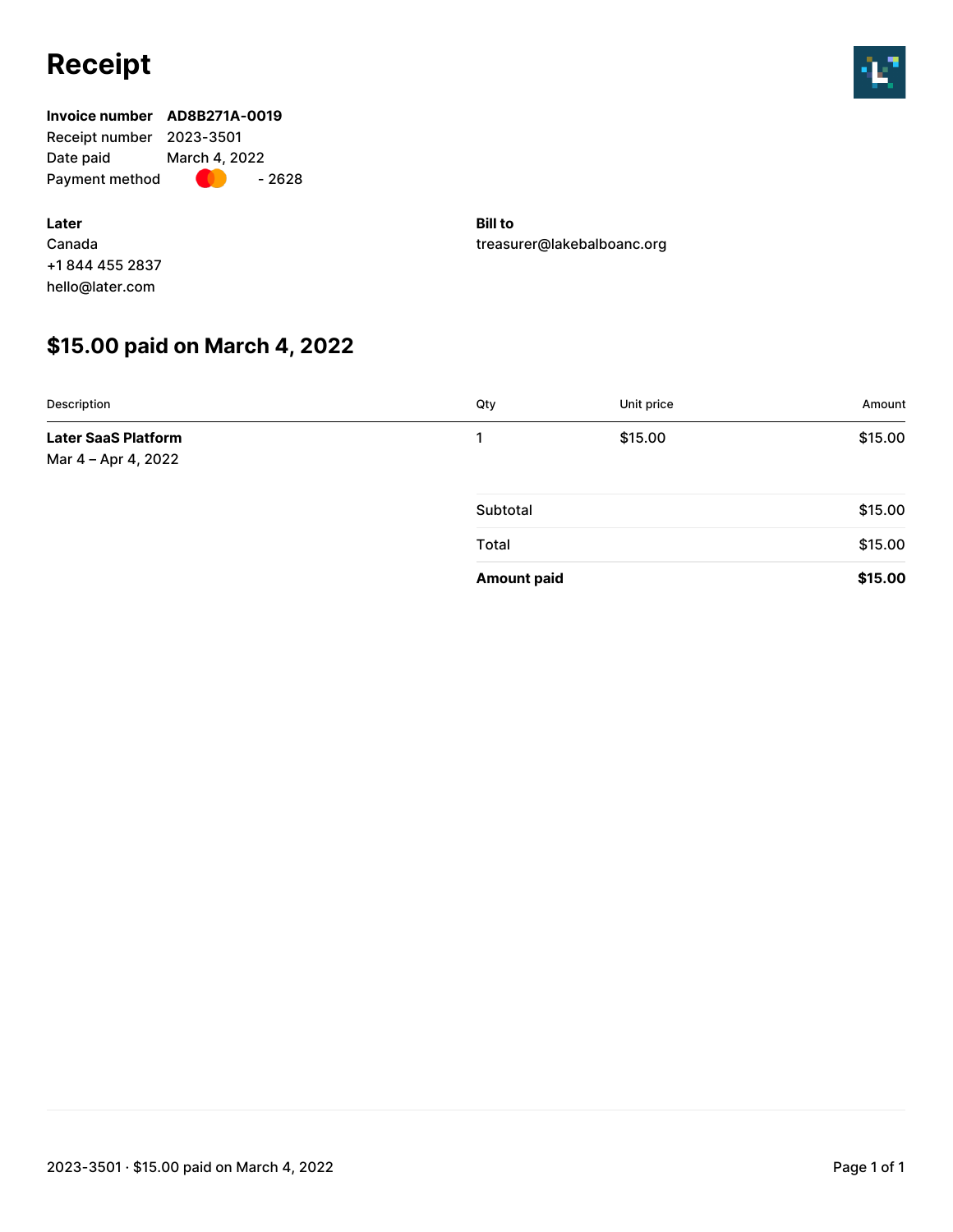# Receipt

**Invoice number** **AD8B271A-0019**
Receipt number 2023-3501
Date paid March 4, 2022
Payment method - 2628

**Later**
Canada
+1 844 455 2837
hello@later.com

**Bill to**
treasurer@lakebalboanc.org

## $15.00 paid on March 4, 2022

| Description | Qty | Unit price | Amount |
|---|---|---|---|
| **Later SaaS Platform**<br>Mar 4 – Apr 4, 2022 | 1 | $15.00 | $15.00 |

| | |
|---|---|
| Subtotal | $15.00 |
| Total | $15.00 |
| **Amount paid** | **$15.00** |

2023-3501 · $15.00 paid on March 4, 2022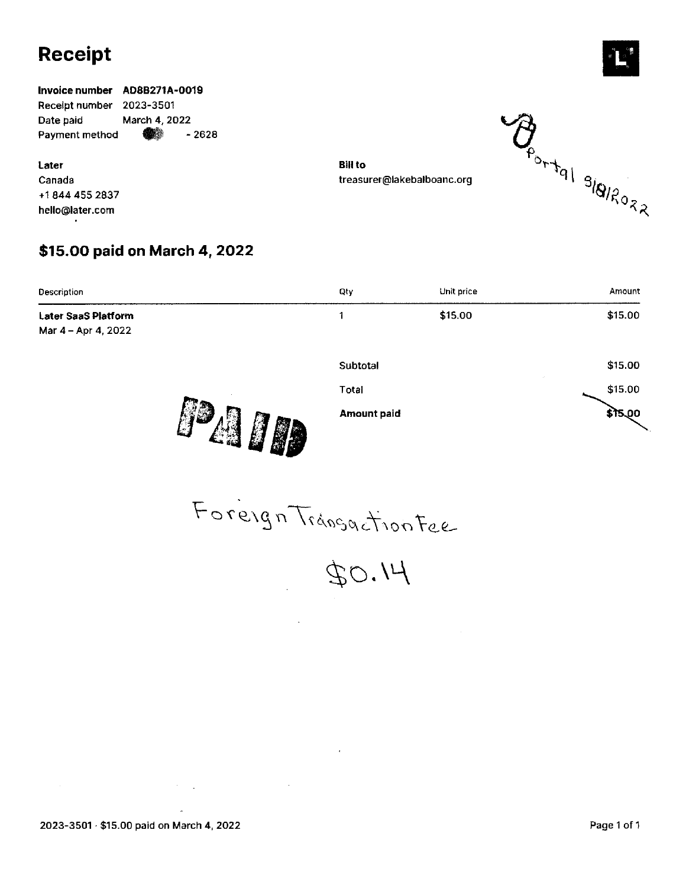# Receipt

**Invoice number** **AD8B271A-0019**
Receipt number 2023-3501
Date paid March 4, 2022
Payment method - 2628

**Later**
Canada
+1 844 455 2837
hello@later.com

**Bill to**
treasurer@lakebalboanc.org

Portal 3/8/2022

## $15.00 paid on March 4, 2022

| Description | Qty | Unit price | Amount |
|---|---|---|---|
| **Later SaaS Platform**<br>Mar 4 – Apr 4, 2022 | 1 | $15.00 | $15.00 |
| | Subtotal | | $15.00 |
| | Total | | $15.00 |
| | **Amount paid** | | **$15.00** |

PAID

Foreign Transaction Fee

$0.14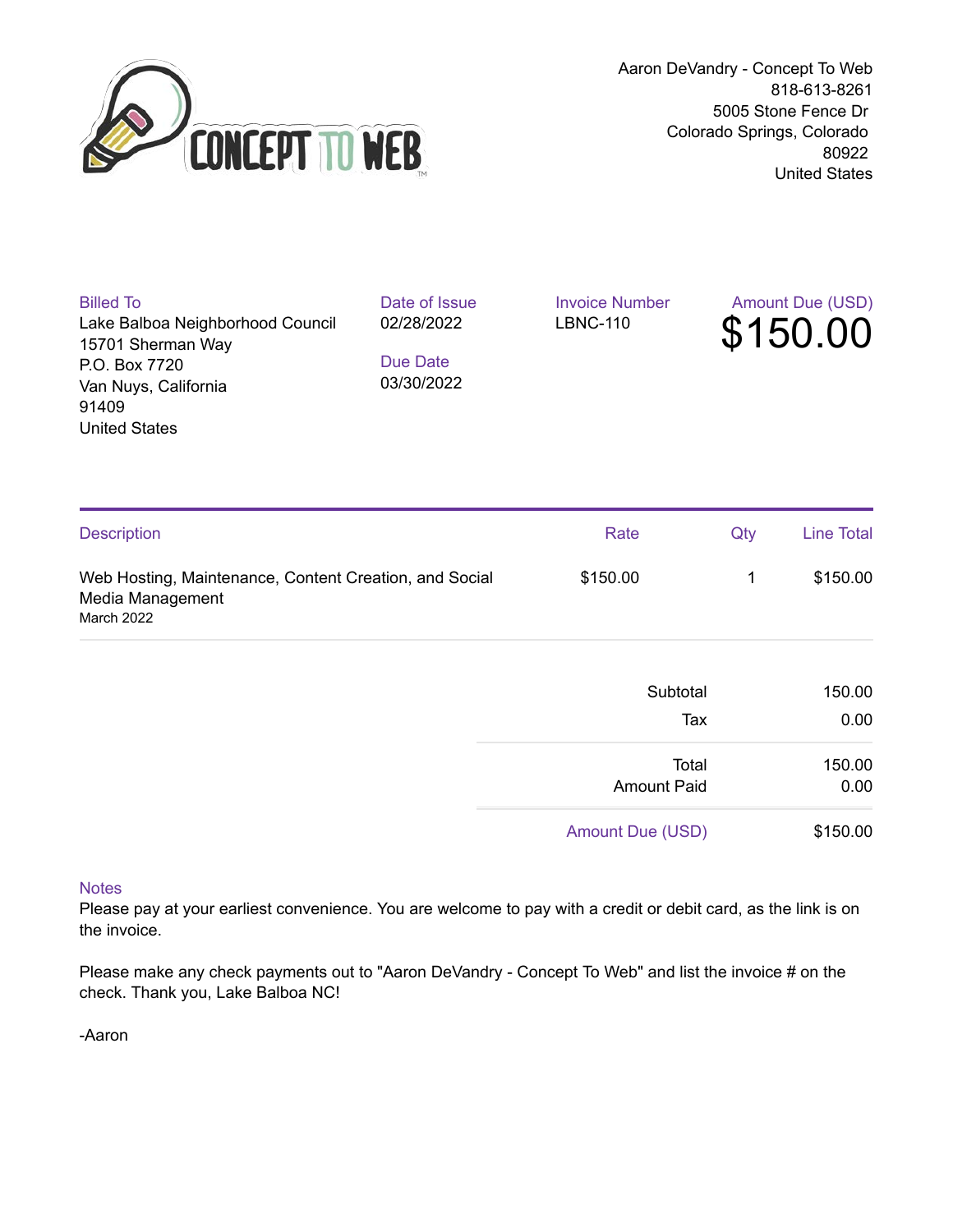Aaron DeVandry - Concept To Web
818-613-8261
5005 Stone Fence Dr
Colorado Springs, Colorado
80922
United States

**Billed To**
Lake Balboa Neighborhood Council
15701 Sherman Way
P.O. Box 7720
Van Nuys, California
91409
United States

**Date of Issue**
02/28/2022

**Due Date**
03/30/2022

**Invoice Number**
LBNC-110

**Amount Due (USD)**
$150.00

| Description | Rate | Qty | Line Total |
|---|---|---|---|
| Web Hosting, Maintenance, Content Creation, and Social Media Management<br>March 2022 | $150.00 | 1 | $150.00 |

| | |
|---|---|
| Subtotal | 150.00 |
| Tax | 0.00 |
| Total | 150.00 |
| Amount Paid | 0.00 |
| Amount Due (USD) | $150.00 |

**Notes**

Please pay at your earliest convenience. You are welcome to pay with a credit or debit card, as the link is on the invoice.

Please make any check payments out to "Aaron DeVandry - Concept To Web" and list the invoice # on the check. Thank you, Lake Balboa NC!

-Aaron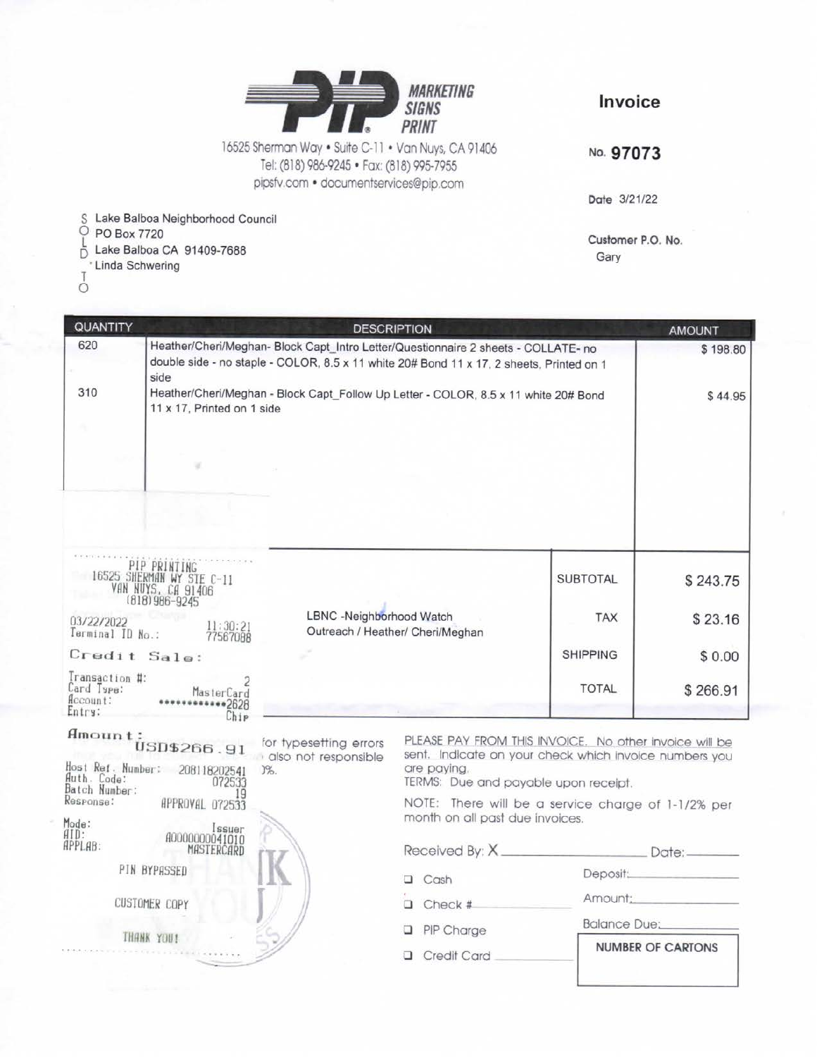**PIP** MARKETING SIGNS PRINT

16525 Sherman Way • Suite C-11 • Van Nuys, CA 91406
Tel: (818) 986-9245 • Fax: (818) 995-7955
pipsfv.com • documentservices@pip.com

# Invoice

No. **97073**

Date 3/21/22

SOLD TO
Lake Balboa Neighborhood Council
PO Box 7720
Lake Balboa CA 91409-7688
Linda Schwering

Customer P.O. No.
Gary

| QUANTITY | DESCRIPTION | AMOUNT |
|---|---|---|
| 620 | Heather/Cheri/Meghan- Block Capt_Intro Letter/Questionnaire 2 sheets - COLLATE- no double side - no staple - COLOR, 8.5 x 11 white 20# Bond 11 x 17, 2 sheets, Printed on 1 side | $ 198.80 |
| 310 | Heather/Cheri/Meghan - Block Capt_Follow Up Letter - COLOR, 8.5 x 11 white 20# Bond 11 x 17, Printed on 1 side | $ 44.95 |

LBNC -Neighborhood Watch
Outreach / Heather/ Cheri/Meghan

| | |
|---|---|
| SUBTOTAL | $ 243.75 |
| TAX | $ 23.16 |
| SHIPPING | $ 0.00 |
| TOTAL | $ 266.91 |

```
PIP PRINTING
16525 SHERMAN WY STE C-11
VAN NUYS, CA 91406
(818)986-9245

03/22/2022            11:30:21
Terminal ID No.:      77567088

Credit Sale:

Transaction #:               2
Card Type:          MasterCard
Account:      ************2628
Entry:                    Chip

Amount:
      USD$266.91

Host Ref. Number:  208118202541
Auth. Code:              072533
Batch Number:                19
Response:       APPROVAL 072533

Mode:                    Issuer
AID:             A0000000041010
APPLAB:              MASTERCARD

        PIN BYPASSED

        CUSTOMER COPY

        THANK YOU!
```

...for typesetting errors ... also not responsible ...%.

PLEASE PAY FROM THIS INVOICE. No other invoice will be sent. Indicate on your check which invoice numbers you are paying.
TERMS: Due and payable upon receipt.

NOTE: There will be a service charge of 1-1/2% per month on all past due invoices.

Received By: X ________________ Date: ________

- ❑ Cash
- ❑ Check # ________
- ❑ PIP Charge
- ❑ Credit Card ________

Deposit: ________
Amount: ________
Balance Due: ________

NUMBER OF CARTONS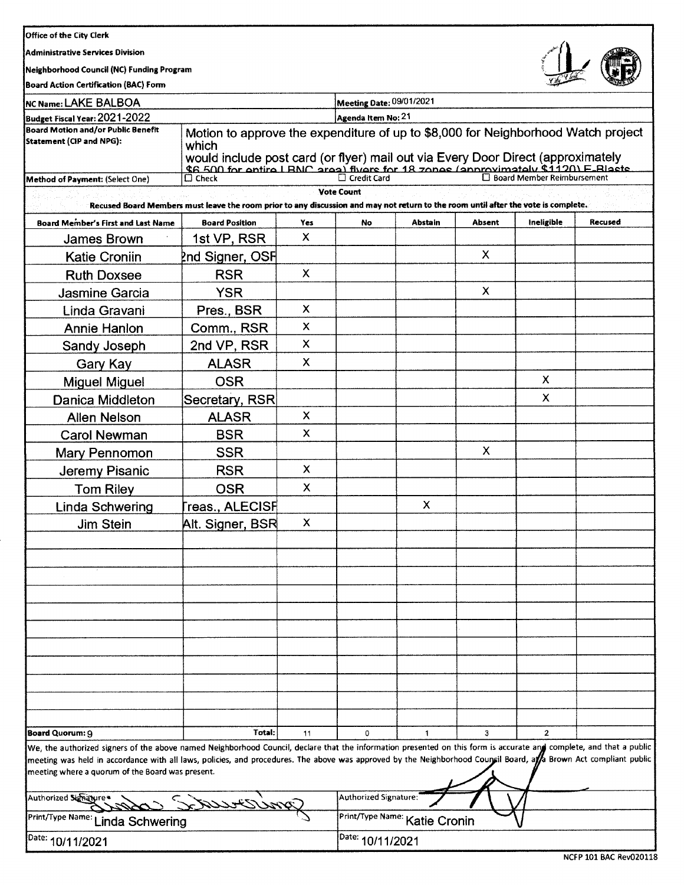Office of the City Clerk

Administrative Services Division

Neighborhood Council (NC) Funding Program

Board Action Certification (BAC) Form

| | |
|---|---|
| **NC Name:** LAKE BALBOA | **Meeting Date:** 09/01/2021 |
| **Budget Fiscal Year:** 2021-2022 | **Agenda Item No:** 21 |
| **Board Motion and/or Public Benefit Statement (CIP and NPG):** | Motion to approve the expenditure of up to $8,000 for Neighborhood Watch project which would include post card (or flyer) mail out via Every Door Direct (approximately $6,500 for entire LBNC area) flyers for 18 zones (approximately $1120) E-Blasts |
| **Method of Payment:** (Select One) | ☐ Check ☐ Credit Card ☐ Board Member Reimbursement |

**Vote Count**

Recused Board Members must leave the room prior to any discussion and may not return to the room until after the vote is complete.

| Board Member's First and Last Name | Board Position | Yes | No | Abstain | Absent | Ineligible | Recused |
|---|---|---|---|---|---|---|---|
| James Brown | 1st VP, RSR | X | | | | | |
| Katie Croniin | 2nd Signer, OSR | | | | X | | |
| Ruth Doxsee | RSR | X | | | | | |
| Jasmine Garcia | YSR | | | | X | | |
| Linda Gravani | Pres., BSR | X | | | | | |
| Annie Hanlon | Comm., RSR | X | | | | | |
| Sandy Joseph | 2nd VP, RSR | X | | | | | |
| Gary Kay | ALASR | X | | | | | |
| Miguel Miguel | OSR | | | | | X | |
| Danica Middleton | Secretary, RSR | | | | | X | |
| Allen Nelson | ALASR | X | | | | | |
| Carol Newman | BSR | X | | | | | |
| Mary Pennomon | SSR | | | | X | | |
| Jeremy Pisanic | RSR | X | | | | | |
| Tom Riley | OSR | X | | | | | |
| Linda Schwering | Treas., ALECISR | | | X | | | |
| Jim Stein | Alt. Signer, BSR | X | | | | | |
| **Board Quorum:** 9 | **Total:** | 11 | 0 | 1 | 3 | 2 | |

We, the authorized signers of the above named Neighborhood Council, declare that the information presented on this form is accurate and complete, and that a public meeting was held in accordance with all laws, policies, and procedures. The above was approved by the Neighborhood Council Board, at a Brown Act compliant public meeting where a quorum of the Board was present.

| | |
|---|---|
| Authorized Signature: *(signed)* | Authorized Signature: *(signed)* |
| Print/Type Name: Linda Schwering | Print/Type Name: Katie Cronin |
| Date: 10/11/2021 | Date: 10/11/2021 |

NCFP 101 BAC Rev020118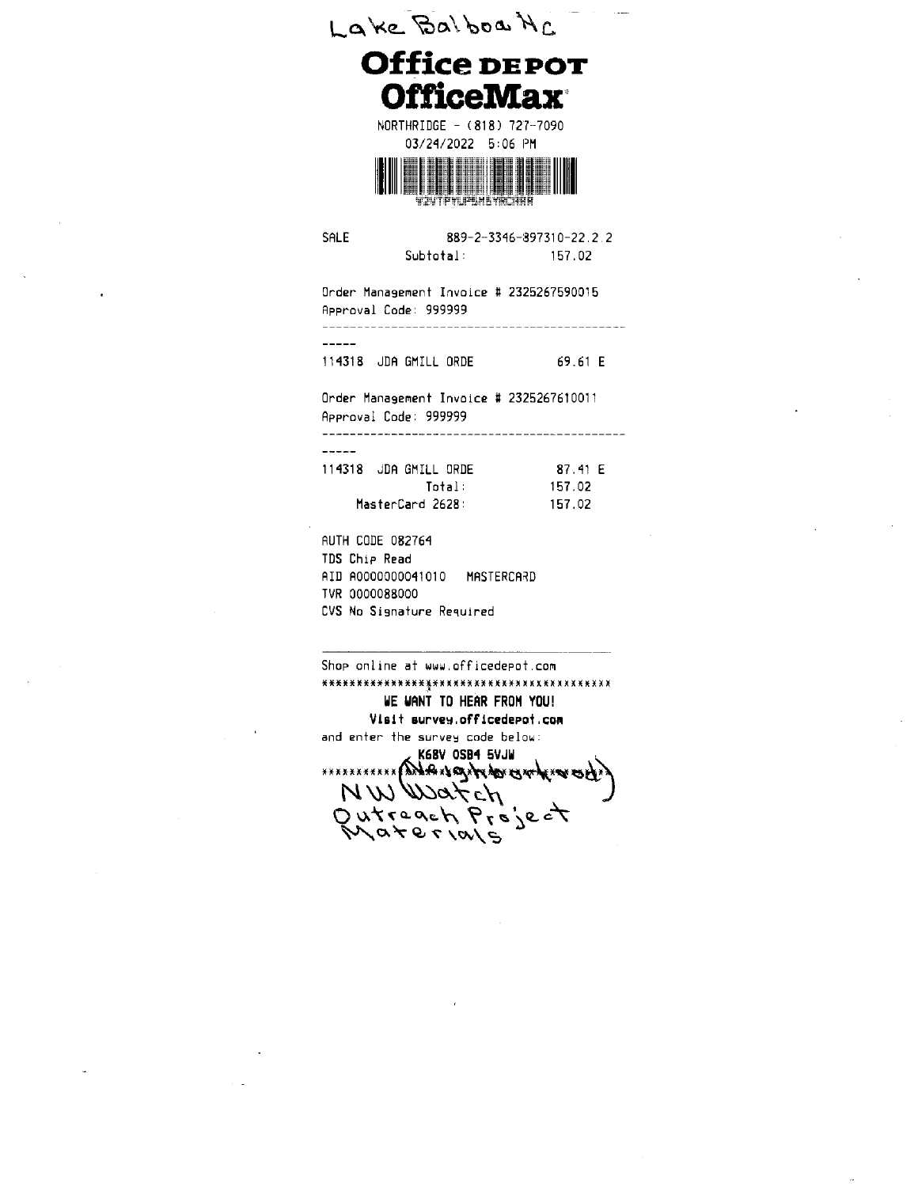Lake Balboa NC

**Office DEPOT**
**OfficeMax**

NORTHRIDGE - (818) 727-7090
03/24/2022 5:06 PM

W2VTPYUPSM5YRCHHH

SALE 889-2-3346-897310-22.2.2
Subtotal: 157.02

Order Management Invoice # 2325267590015
Approval Code: 999999

--------------------------------------------

-----

114318 JDA GMILL ORDE 69.61 E

Order Management Invoice # 2325267610011
Approval Code: 999999

--------------------------------------------

-----

114318 JDA GMILL ORDE 87.41 E
Total: 157.02
MasterCard 2628: 157.02

AUTH CODE 082764
TDS Chip Read
AID A0000000041010 MASTERCARD
TVR 0000088000
CVS No Signature Required

Shop online at www.officedepot.com

******************************************

**WE WANT TO HEAR FROM YOU!**
**Visit survey.officedepot.com**
and enter the survey code below:
**K68V OSB4 5VJW**

****************************************** (Neighborhood)

NW Watch
Outreach Project
Materials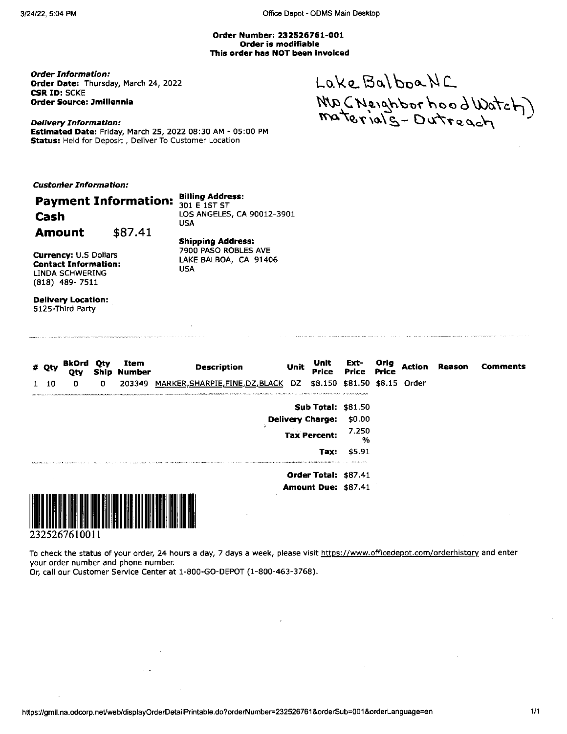**Order Number: 232526761-001**
**Order is modifiable**
**This order has NOT been invoiced**

Lake Balboa NC
NW (Neighborhood Watch) materials - Outreach

***Order Information:***
**Order Date:** Thursday, March 24, 2022
**CSR ID:** SCKE
**Order Source: Jmillennia**

***Delivery Information:***
**Estimated Date:** Friday, March 25, 2022 08:30 AM - 05:00 PM
**Status:** Held for Deposit , Deliver To Customer Location

***Customer Information:***

**Payment Information:**
**Cash**
**Amount** $87.41

**Currency:** U.S Dollars
**Contact Information:**
LINDA SCHWERING
(818) 489- 7511

**Delivery Location:**
5125-Third Party

**Billing Address:**
301 E 1ST ST
LOS ANGELES, CA 90012-3901
USA

**Shipping Address:**
7900 PASO ROBLES AVE
LAKE BALBOA, CA 91406
USA

| # | Qty | BkOrd Qty | Qty Ship | Item Number | Description | Unit | Unit Price | Ext-Price | Orig Price | Action | Reason | Comments |
|---|---|---|---|---|---|---|---|---|---|---|---|---|
| 1 | 10 | 0 | 0 | 203349 | MARKER,SHARPIE,FINE,DZ,BLACK | DZ | $8.150 | $81.50 | $8.15 | Order | | |

| | |
|---|---|
| **Sub Total:** | $81.50 |
| **Delivery Charge:** | $0.00 |
| **Tax Percent:** | 7.250 % |
| **Tax:** | $5.91 |
| **Order Total:** | $87.41 |
| **Amount Due:** | $87.41 |

2325267610011

To check the status of your order, 24 hours a day, 7 days a week, please visit https://www.officedepot.com/orderhistory and enter your order number and phone number.
Or, call our Customer Service Center at 1-800-GO-DEPOT (1-800-463-3768).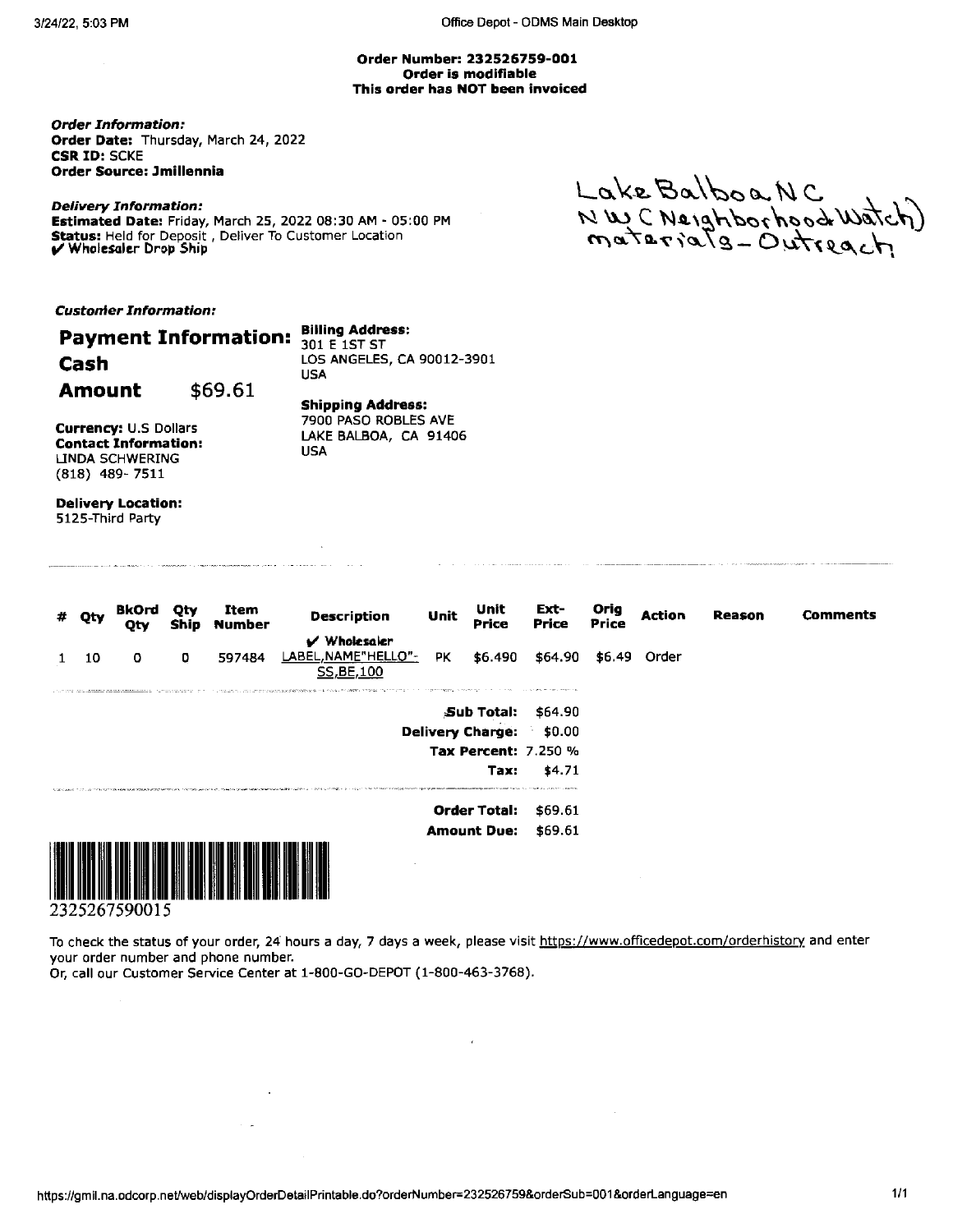**Order Number: 232526759-001**
**Order is modifiable**
**This order has NOT been invoiced**

***Order Information:***
**Order Date:** Thursday, March 24, 2022
**CSR ID:** SCKE
**Order Source: Jmillennia**

Lake Balboa NC
NWC (Neighborhood Watch)
materials - Outreach

***Delivery Information:***
**Estimated Date:** Friday, March 25, 2022 08:30 AM - 05:00 PM
**Status:** Held for Deposit , Deliver To Customer Location
✔ **Wholesaler Drop Ship**

***Customer Information:***

**Payment Information:**
**Cash**
**Amount** $69.61

**Currency:** U.S Dollars
**Contact Information:**
LINDA SCHWERING
(818) 489- 7511

**Delivery Location:**
5125-Third Party

**Billing Address:**
301 E 1ST ST
LOS ANGELES, CA 90012-3901
USA

**Shipping Address:**
7900 PASO ROBLES AVE
LAKE BALBOA, CA 91406
USA

| # | Qty | BkOrd Qty | Qty Ship | Item Number | Description | Unit | Unit Price | Ext-Price | Orig Price | Action | Reason | Comments |
|---|---|---|---|---|---|---|---|---|---|---|---|---|
| 1 | 10 | 0 | 0 | 597484 | ✔ Wholesaler LABEL,NAME"HELLO"-SS,BE,100 | PK | $6.490 | $64.90 | $6.49 | Order | | |

| | |
|---|---|
| **Sub Total:** | $64.90 |
| **Delivery Charge:** | $0.00 |
| **Tax Percent:** | 7.250 % |
| **Tax:** | $4.71 |
| **Order Total:** | $69.61 |
| **Amount Due:** | $69.61 |

2325267590015

To check the status of your order, 24 hours a day, 7 days a week, please visit https://www.officedepot.com/orderhistory and enter your order number and phone number.
Or, call our Customer Service Center at 1-800-GO-DEPOT (1-800-463-3768).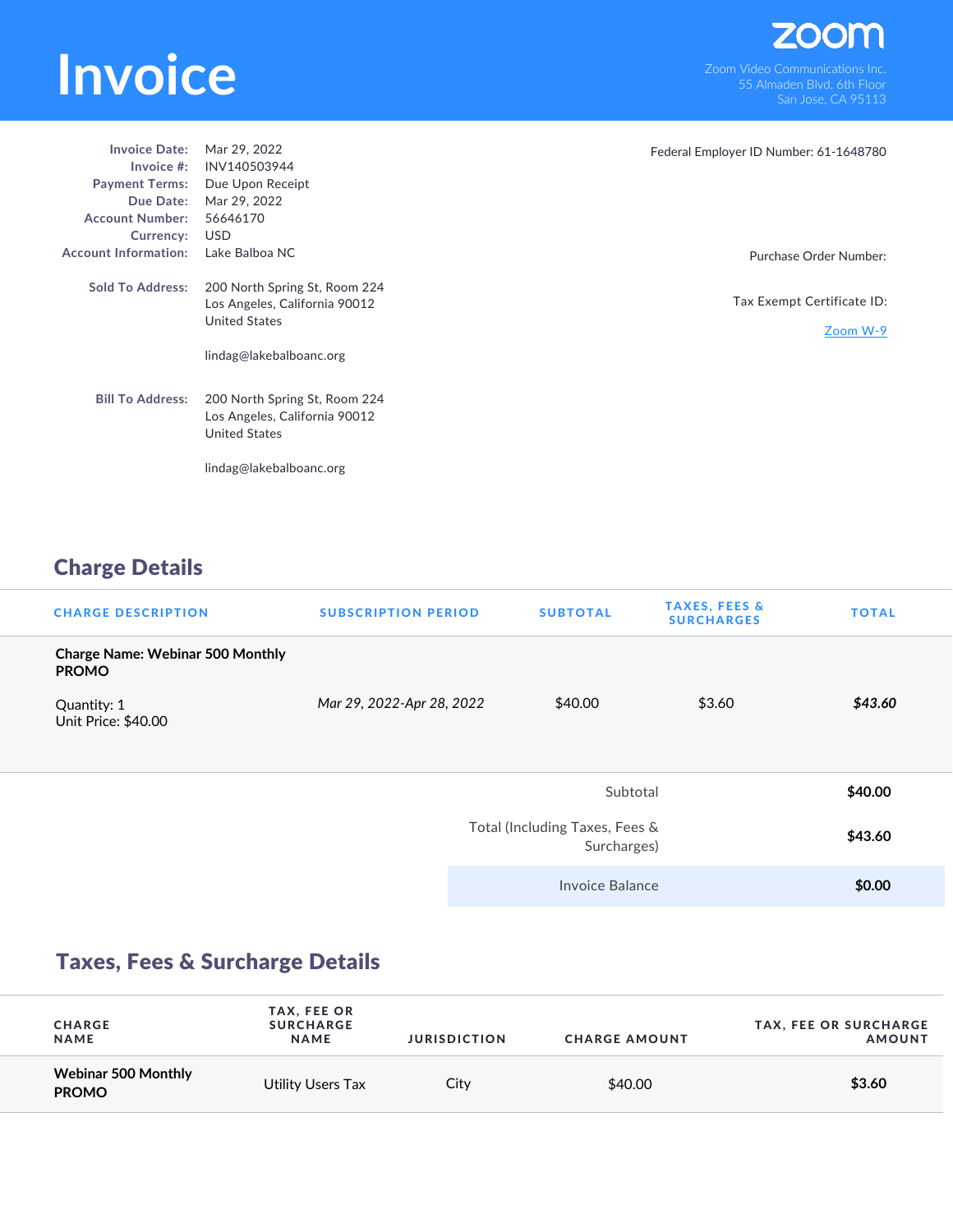# Invoice

zoom

Zoom Video Communications Inc.
55 Almaden Blvd, 6th Floor
San Jose, CA 95113

**Invoice Date:** Mar 29, 2022
**Invoice #:** INV140503944
**Payment Terms:** Due Upon Receipt
**Due Date:** Mar 29, 2022
**Account Number:** 56646170
**Currency:** USD
**Account Information:** Lake Balboa NC

Federal Employer ID Number: 61-1648780

Purchase Order Number:

Tax Exempt Certificate ID:

Zoom W-9

**Sold To Address:**
200 North Spring St, Room 224
Los Angeles, California 90012
United States

lindag@lakebalboanc.org

**Bill To Address:**
200 North Spring St, Room 224
Los Angeles, California 90012
United States

lindag@lakebalboanc.org

## Charge Details

| CHARGE DESCRIPTION | SUBSCRIPTION PERIOD | SUBTOTAL | TAXES, FEES & SURCHARGES | TOTAL |
|---|---|---|---|---|
| **Charge Name: Webinar 500 Monthly PROMO**<br>Quantity: 1<br>Unit Price: $40.00 | *Mar 29, 2022-Apr 28, 2022* | $40.00 | $3.60 | ***$43.60*** |

| | |
|---|---|
| Subtotal | **$40.00** |
| Total (Including Taxes, Fees & Surcharges) | **$43.60** |
| Invoice Balance | **$0.00** |

## Taxes, Fees & Surcharge Details

| CHARGE NAME | TAX, FEE OR SURCHARGE NAME | JURISDICTION | CHARGE AMOUNT | TAX, FEE OR SURCHARGE AMOUNT |
|---|---|---|---|---|
| **Webinar 500 Monthly PROMO** | Utility Users Tax | City | $40.00 | **$3.60** |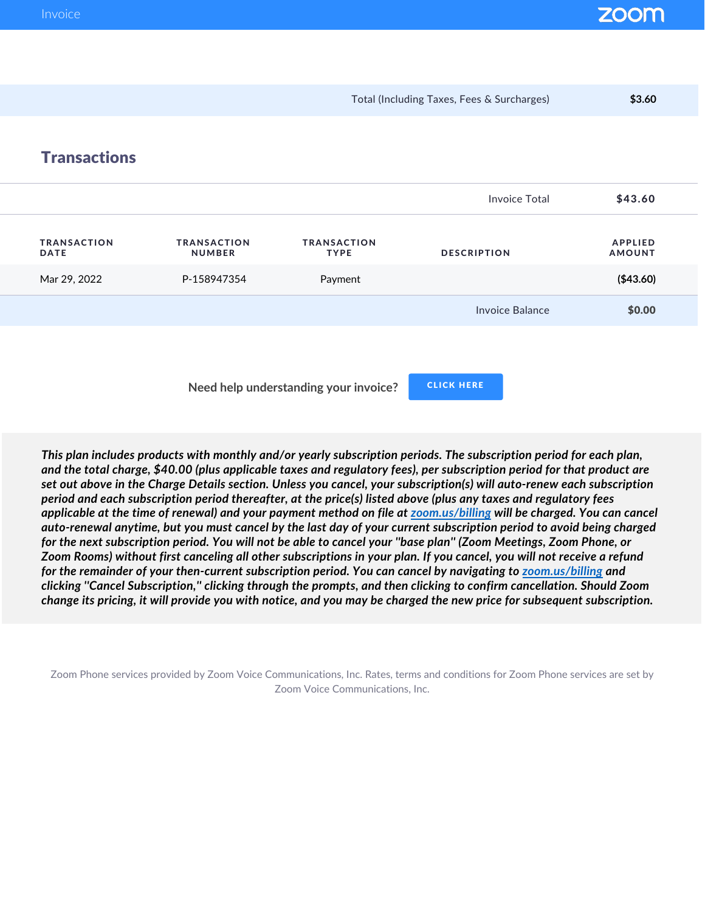| | |
|---|---|
| Total (Including Taxes, Fees & Surcharges) | **$3.60** |

## Transactions

| | | | Invoice Total | **$43.60** |
|---|---|---|---|---|
| **TRANSACTION DATE** | **TRANSACTION NUMBER** | **TRANSACTION TYPE** | **DESCRIPTION** | **APPLIED AMOUNT** |
| Mar 29, 2022 | P-158947354 | Payment | | **($43.60)** |
| | | | Invoice Balance | **$0.00** |

Need help understanding your invoice? CLICK HERE

***This plan includes products with monthly and/or yearly subscription periods. The subscription period for each plan, and the total charge, $40.00 (plus applicable taxes and regulatory fees), per subscription period for that product are set out above in the Charge Details section. Unless you cancel, your subscription(s) will auto-renew each subscription period and each subscription period thereafter, at the price(s) listed above (plus any taxes and regulatory fees applicable at the time of renewal) and your payment method on file at zoom.us/billing will be charged. You can cancel auto-renewal anytime, but you must cancel by the last day of your current subscription period to avoid being charged for the next subscription period. You will not be able to cancel your "base plan" (Zoom Meetings, Zoom Phone, or Zoom Rooms) without first canceling all other subscriptions in your plan. If you cancel, you will not receive a refund for the remainder of your then-current subscription period. You can cancel by navigating to zoom.us/billing and clicking "Cancel Subscription," clicking through the prompts, and then clicking to confirm cancellation. Should Zoom change its pricing, it will provide you with notice, and you may be charged the new price for subsequent subscription.***

Zoom Phone services provided by Zoom Voice Communications, Inc. Rates, terms and conditions for Zoom Phone services are set by Zoom Voice Communications, Inc.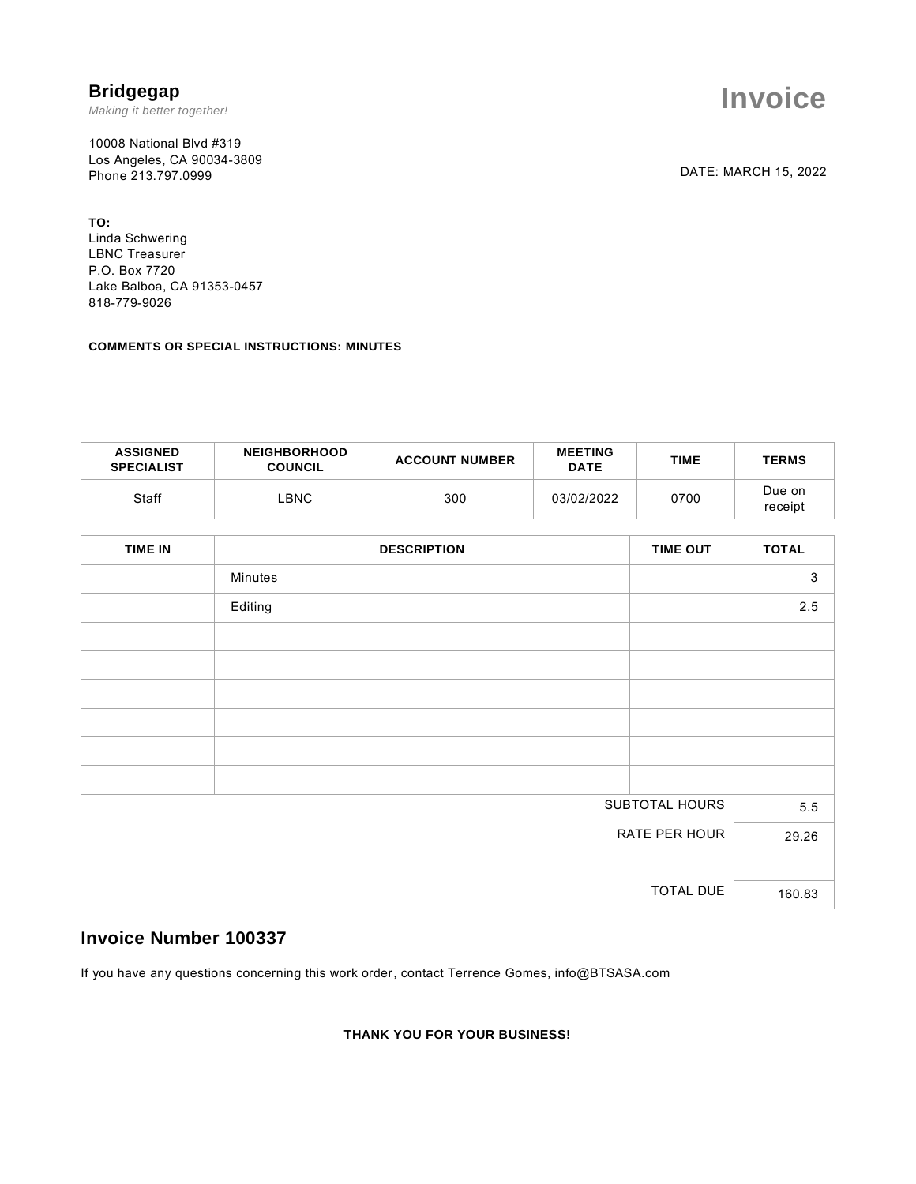**Bridgegap**

*Making it better together!*

# Invoice

10008 National Blvd #319
Los Angeles, CA 90034-3809
Phone 213.797.0999

DATE: MARCH 15, 2022

**TO:**
Linda Schwering
LBNC Treasurer
P.O. Box 7720
Lake Balboa, CA 91353-0457
818-779-9026

**COMMENTS OR SPECIAL INSTRUCTIONS: MINUTES**

| ASSIGNED SPECIALIST | NEIGHBORHOOD COUNCIL | ACCOUNT NUMBER | MEETING DATE | TIME | TERMS |
|---|---|---|---|---|---|
| Staff | LBNC | 300 | 03/02/2022 | 0700 | Due on receipt |

| TIME IN | DESCRIPTION | TIME OUT | TOTAL |
|---|---|---|---|
| | Minutes | | 3 |
| | Editing | | 2.5 |
| | | | |
| | | | |
| | | | |
| | | | |
| | | | |
| | | | |
| | | SUBTOTAL HOURS | 5.5 |
| | | RATE PER HOUR | 29.26 |
| | | | |
| | | TOTAL DUE | 160.83 |

## Invoice Number 100337

If you have any questions concerning this work order, contact Terrence Gomes, info@BTSASA.com

**THANK YOU FOR YOUR BUSINESS!**